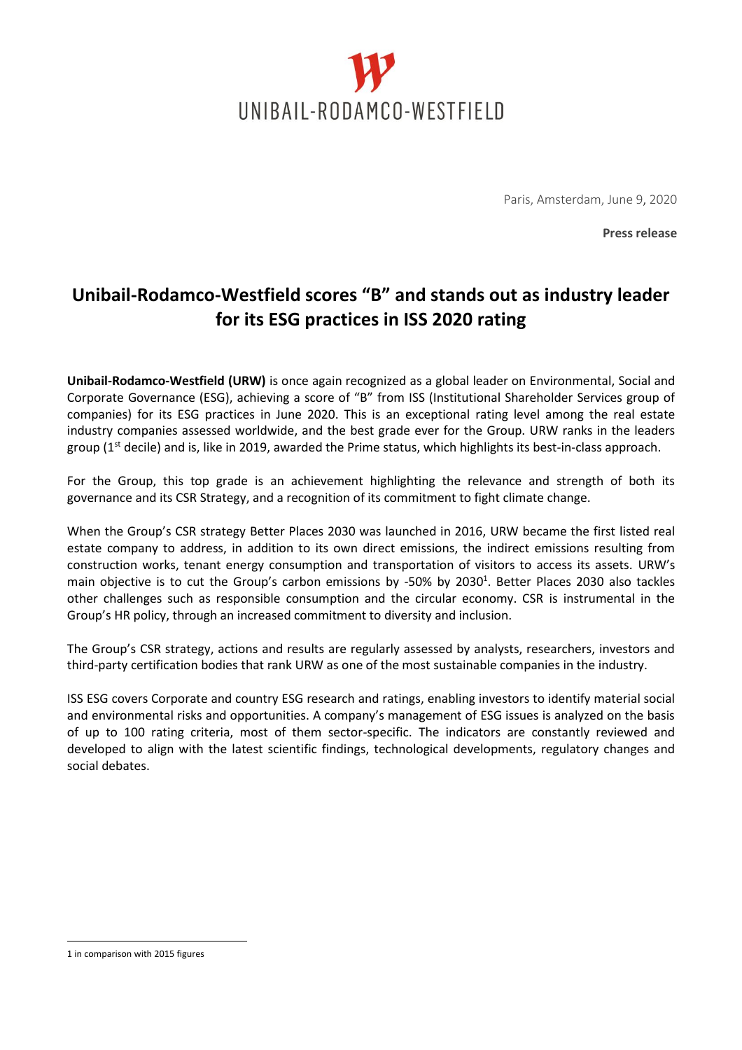UNIBAIL-RODAMCO-WESTFIELD

Paris, Amsterdam, June 9, 2020

**Press release**

# Unibail-Rodamco-Westfield scores "B" and stands out as industry leader for its ESG practices in ISS 2020 rating

**Unibail-Rodamco-Westfield (URW)** is once again recognized as a global leader on Environmental, Social and Corporate Governance (ESG), achieving a score of "B" from ISS (Institutional Shareholder Services group of companies) for its ESG practices in June 2020. This is an exceptional rating level among the real estate industry companies assessed worldwide, and the best grade ever for the Group. URW ranks in the leaders group (1st decile) and is, like in 2019, awarded the Prime status, which highlights its best-in-class approach.

For the Group, this top grade is an achievement highlighting the relevance and strength of both its governance and its CSR Strategy, and a recognition of its commitment to fight climate change.

When the Group's CSR strategy Better Places 2030 was launched in 2016, URW became the first listed real estate company to address, in addition to its own direct emissions, the indirect emissions resulting from construction works, tenant energy consumption and transportation of visitors to access its assets. URW's main objective is to cut the Group's carbon emissions by -50% by 2030[1]. Better Places 2030 also tackles other challenges such as responsible consumption and the circular economy. CSR is instrumental in the Group's HR policy, through an increased commitment to diversity and inclusion.

The Group's CSR strategy, actions and results are regularly assessed by analysts, researchers, investors and third-party certification bodies that rank URW as one of the most sustainable companies in the industry.

ISS ESG covers Corporate and country ESG research and ratings, enabling investors to identify material social and environmental risks and opportunities. A company's management of ESG issues is analyzed on the basis of up to 100 rating criteria, most of them sector-specific. The indicators are constantly reviewed and developed to align with the latest scientific findings, technological developments, regulatory changes and social debates.

---

1 in comparison with 2015 figures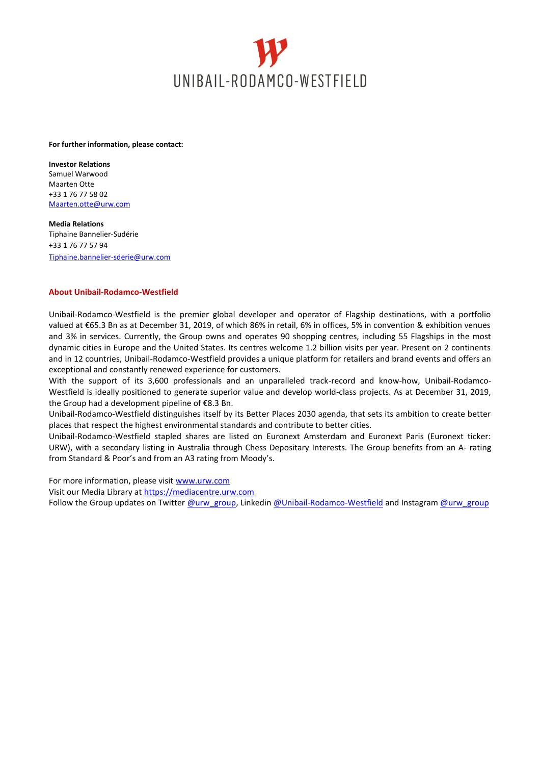UNIBAIL-RODAMCO-WESTFIELD

**For further information, please contact:**

**Investor Relations**
Samuel Warwood
Maarten Otte
+33 1 76 77 58 02
Maarten.otte@urw.com

**Media Relations**
Tiphaine Bannelier-Sudérie
+33 1 76 77 57 94
Tiphaine.bannelier-sderie@urw.com

## About Unibail-Rodamco-Westfield

Unibail-Rodamco-Westfield is the premier global developer and operator of Flagship destinations, with a portfolio valued at €65.3 Bn as at December 31, 2019, of which 86% in retail, 6% in offices, 5% in convention & exhibition venues and 3% in services. Currently, the Group owns and operates 90 shopping centres, including 55 Flagships in the most dynamic cities in Europe and the United States. Its centres welcome 1.2 billion visits per year. Present on 2 continents and in 12 countries, Unibail-Rodamco-Westfield provides a unique platform for retailers and brand events and offers an exceptional and constantly renewed experience for customers.
With the support of its 3,600 professionals and an unparalleled track-record and know-how, Unibail-Rodamco-Westfield is ideally positioned to generate superior value and develop world-class projects. As at December 31, 2019, the Group had a development pipeline of €8.3 Bn.
Unibail-Rodamco-Westfield distinguishes itself by its Better Places 2030 agenda, that sets its ambition to create better places that respect the highest environmental standards and contribute to better cities.
Unibail-Rodamco-Westfield stapled shares are listed on Euronext Amsterdam and Euronext Paris (Euronext ticker: URW), with a secondary listing in Australia through Chess Depositary Interests. The Group benefits from an A- rating from Standard & Poor's and from an A3 rating from Moody's.

For more information, please visit www.urw.com
Visit our Media Library at https://mediacentre.urw.com
Follow the Group updates on Twitter @urw_group, Linkedin @Unibail-Rodamco-Westfield and Instagram @urw_group